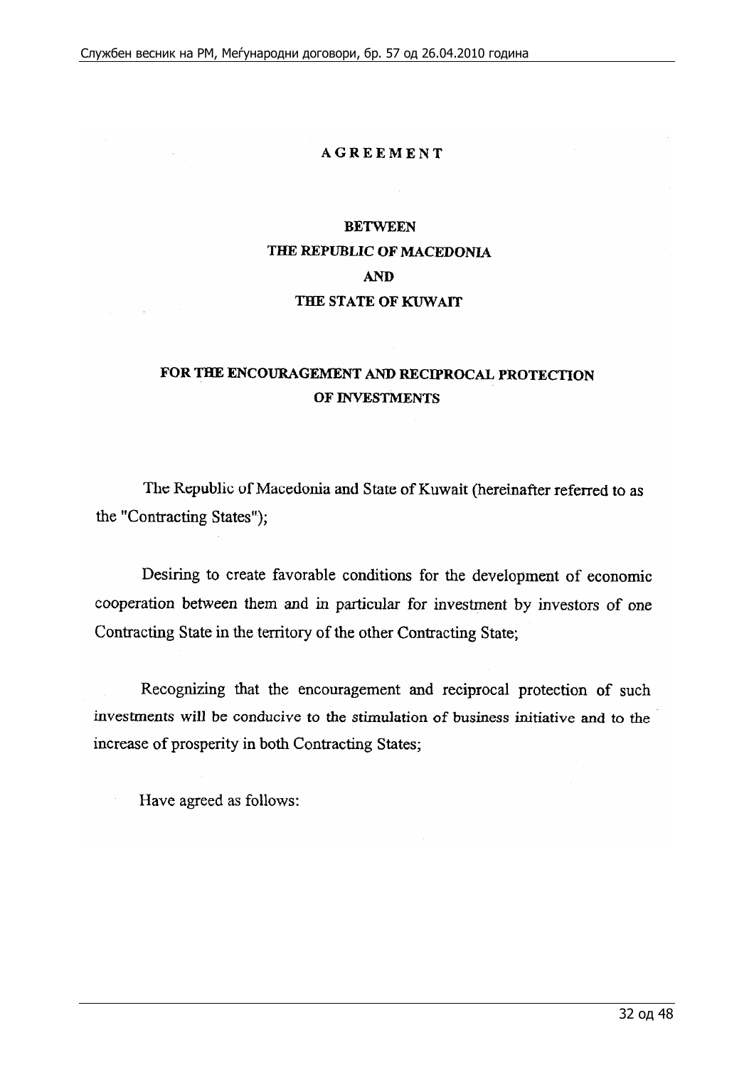# AGREEMENT

## BETWEEN
## THE REPUBLIC OF MACEDONIA
## AND
## THE STATE OF KUWAIT

## FOR THE ENCOURAGEMENT AND RECIPROCAL PROTECTION OF INVESTMENTS

The Republic of Macedonia and State of Kuwait (hereinafter referred to as the "Contracting States");

Desiring to create favorable conditions for the development of economic cooperation between them and in particular for investment by investors of one Contracting State in the territory of the other Contracting State;

Recognizing that the encouragement and reciprocal protection of such investments will be conducive to the stimulation of business initiative and to the increase of prosperity in both Contracting States;

Have agreed as follows: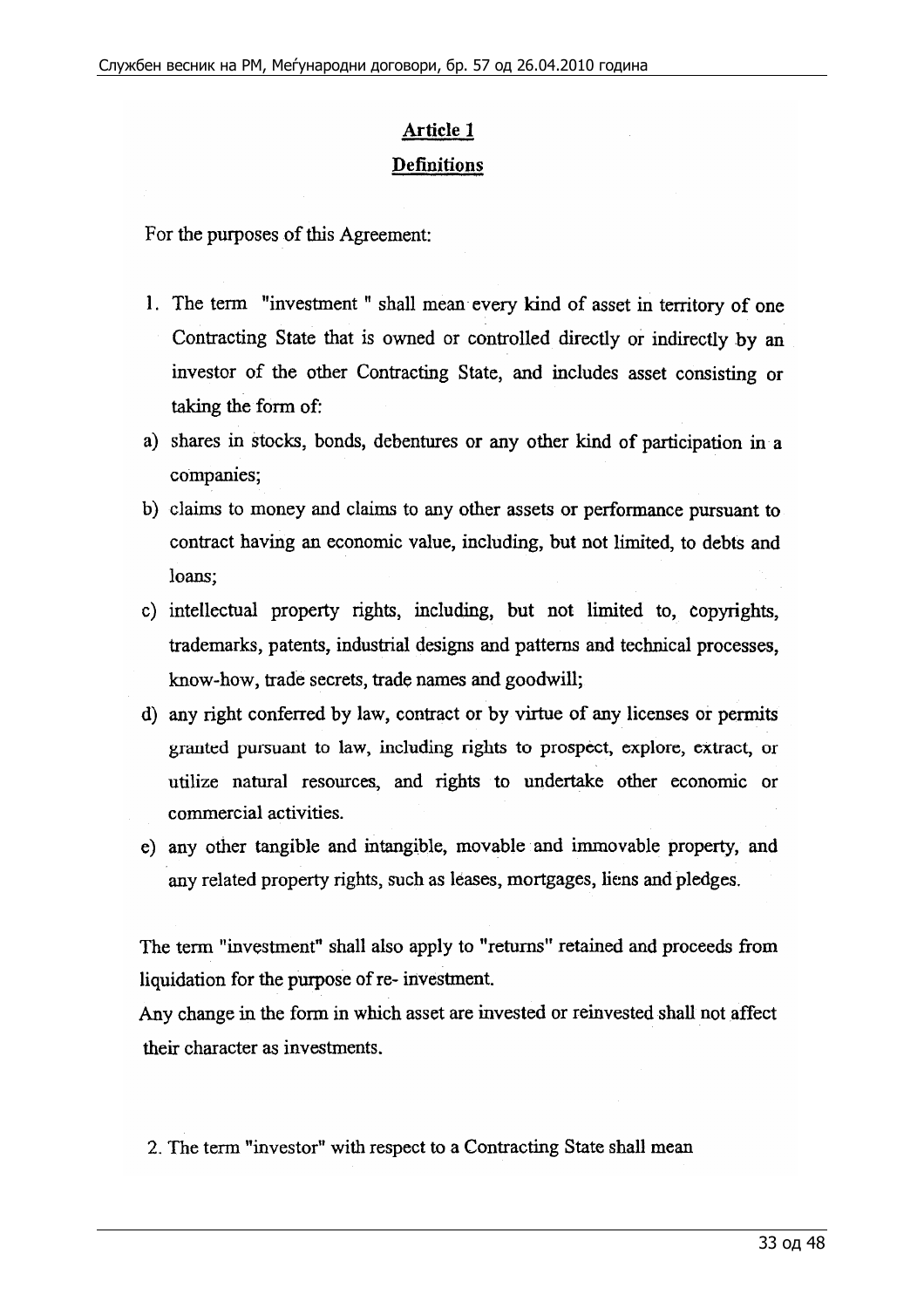## Article 1

## Definitions

For the purposes of this Agreement:

1. The term "investment " shall mean every kind of asset in territory of one Contracting State that is owned or controlled directly or indirectly by an investor of the other Contracting State, and includes asset consisting or taking the form of:

a) shares in stocks, bonds, debentures or any other kind of participation in a companies;

b) claims to money and claims to any other assets or performance pursuant to contract having an economic value, including, but not limited, to debts and loans;

c) intellectual property rights, including, but not limited to, copyrights, trademarks, patents, industrial designs and patterns and technical processes, know-how, trade secrets, trade names and goodwill;

d) any right conferred by law, contract or by virtue of any licenses or permits granted pursuant to law, including rights to prospect, explore, extract, or utilize natural resources, and rights to undertake other economic or commercial activities.

e) any other tangible and intangible, movable and immovable property, and any related property rights, such as leases, mortgages, liens and pledges.

The term "investment" shall also apply to "returns" retained and proceeds from liquidation for the purpose of re- investment.

Any change in the form in which asset are invested or reinvested shall not affect their character as investments.

2. The term "investor" with respect to a Contracting State shall mean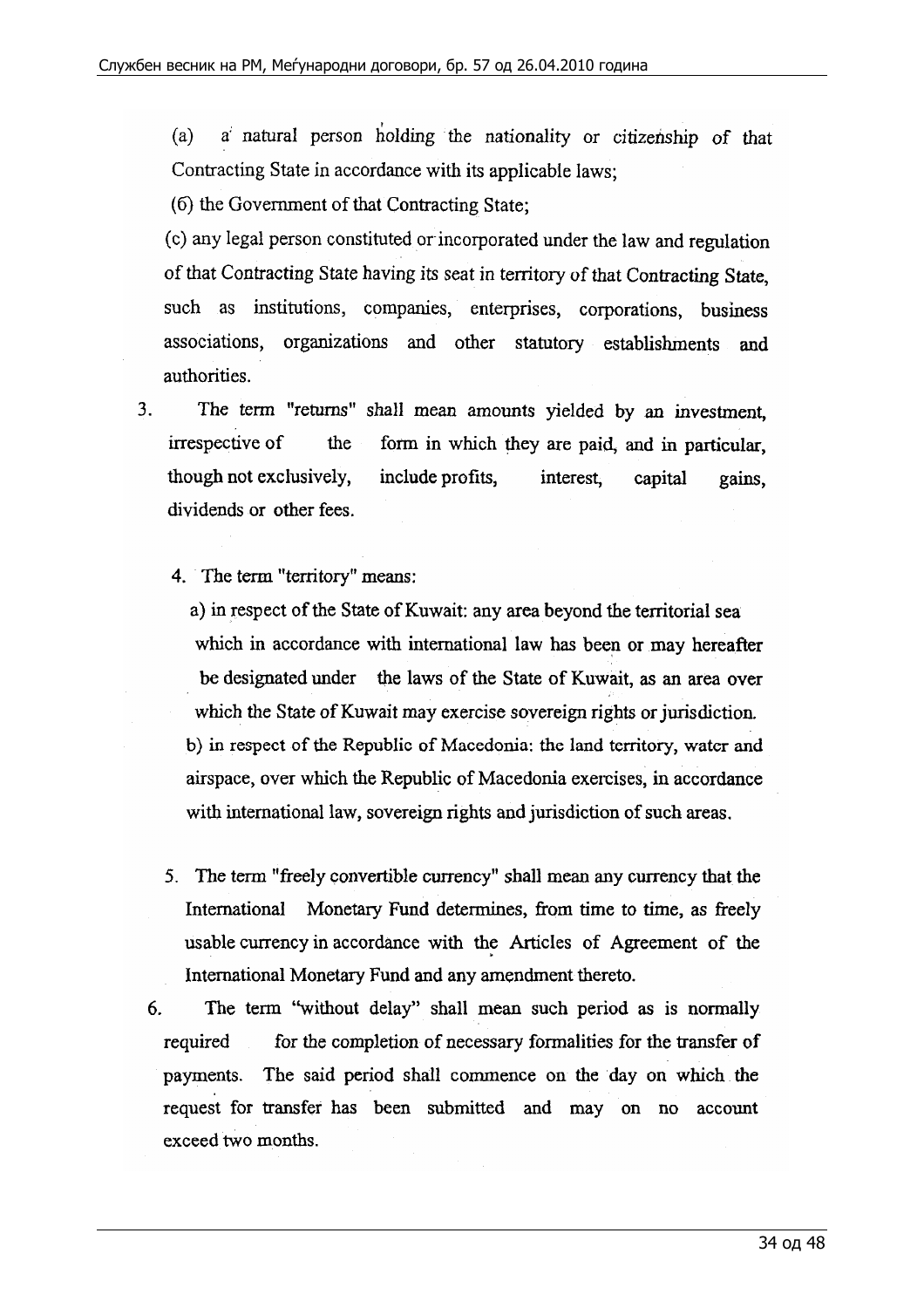(a) a natural person holding the nationality or citizenship of that Contracting State in accordance with its applicable laws;

(б) the Government of that Contracting State;

(c) any legal person constituted or incorporated under the law and regulation of that Contracting State having its seat in territory of that Contracting State, such as institutions, companies, enterprises, corporations, business associations, organizations and other statutory establishments and authorities.

3. The term "returns" shall mean amounts yielded by an investment, irrespective of the form in which they are paid, and in particular, though not exclusively, include profits, interest, capital gains, dividends or other fees.

4. The term "territory" means:

a) in respect of the State of Kuwait: any area beyond the territorial sea which in accordance with international law has been or may hereafter be designated under the laws of the State of Kuwait, as an area over which the State of Kuwait may exercise sovereign rights or jurisdiction.

b) in respect of the Republic of Macedonia: the land territory, water and airspace, over which the Republic of Macedonia exercises, in accordance with international law, sovereign rights and jurisdiction of such areas.

5. The term "freely convertible currency" shall mean any currency that the International Monetary Fund determines, from time to time, as freely usable currency in accordance with the Articles of Agreement of the International Monetary Fund and any amendment thereto.

6. The term "without delay" shall mean such period as is normally required for the completion of necessary formalities for the transfer of payments. The said period shall commence on the day on which the request for transfer has been submitted and may on no account exceed two months.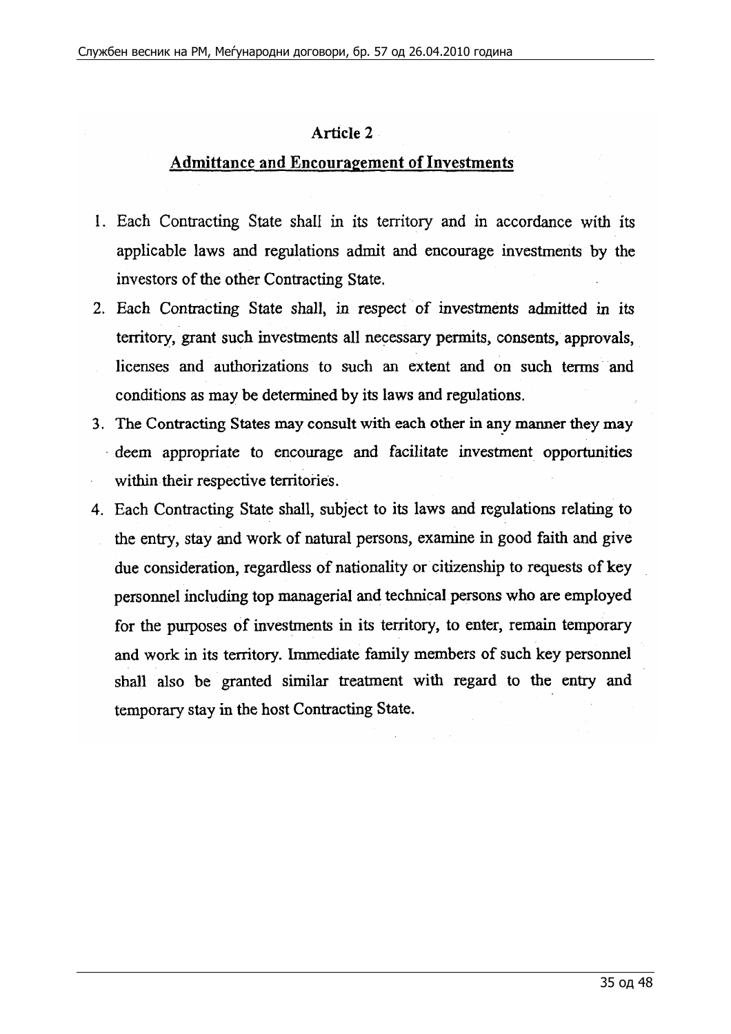## Article 2

## Admittance and Encouragement of Investments

1. Each Contracting State shall in its territory and in accordance with its applicable laws and regulations admit and encourage investments by the investors of the other Contracting State.
2. Each Contracting State shall, in respect of investments admitted in its territory, grant such investments all necessary permits, consents, approvals, licenses and authorizations to such an extent and on such terms and conditions as may be determined by its laws and regulations.
3. The Contracting States may consult with each other in any manner they may deem appropriate to encourage and facilitate investment opportunities within their respective territories.
4. Each Contracting State shall, subject to its laws and regulations relating to the entry, stay and work of natural persons, examine in good faith and give due consideration, regardless of nationality or citizenship to requests of key personnel including top managerial and technical persons who are employed for the purposes of investments in its territory, to enter, remain temporary and work in its territory. Immediate family members of such key personnel shall also be granted similar treatment with regard to the entry and temporary stay in the host Contracting State.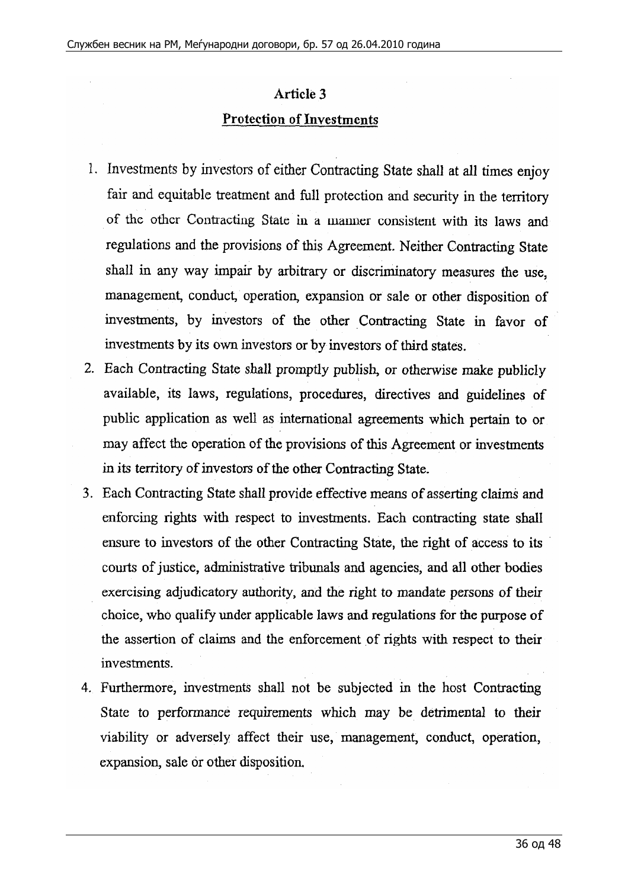## Article 3

## Protection of Investments

1. Investments by investors of either Contracting State shall at all times enjoy fair and equitable treatment and full protection and security in the territory of the other Contracting State in a manner consistent with its laws and regulations and the provisions of this Agreement. Neither Contracting State shall in any way impair by arbitrary or discriminatory measures the use, management, conduct, operation, expansion or sale or other disposition of investments, by investors of the other Contracting State in favor of investments by its own investors or by investors of third states.
2. Each Contracting State shall promptly publish, or otherwise make publicly available, its laws, regulations, procedures, directives and guidelines of public application as well as international agreements which pertain to or may affect the operation of the provisions of this Agreement or investments in its territory of investors of the other Contracting State.
3. Each Contracting State shall provide effective means of asserting claims and enforcing rights with respect to investments. Each contracting state shall ensure to investors of the other Contracting State, the right of access to its courts of justice, administrative tribunals and agencies, and all other bodies exercising adjudicatory authority, and the right to mandate persons of their choice, who qualify under applicable laws and regulations for the purpose of the assertion of claims and the enforcement of rights with respect to their investments.
4. Furthermore, investments shall not be subjected in the host Contracting State to performance requirements which may be detrimental to their viability or adversely affect their use, management, conduct, operation, expansion, sale or other disposition.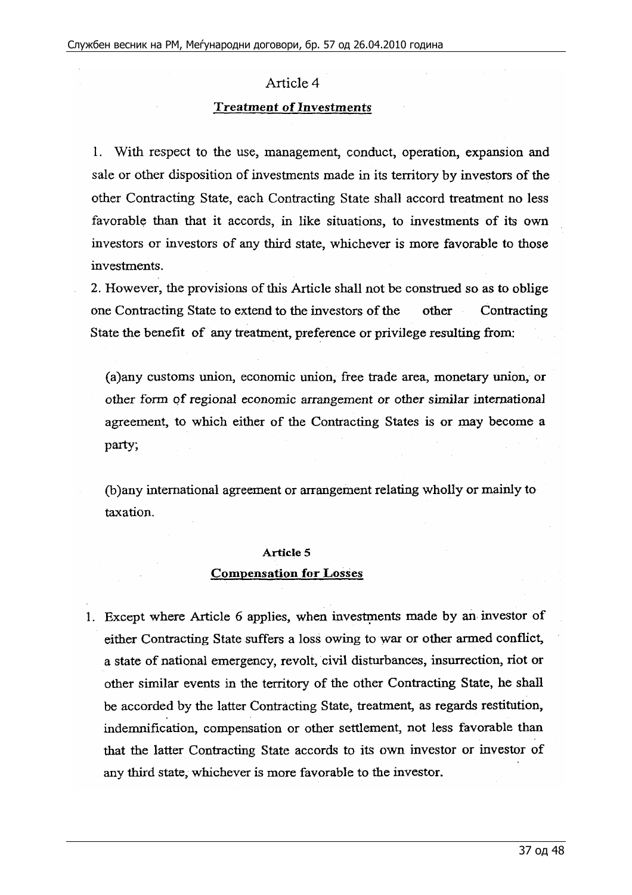## Article 4

### Treatment of Investments

1. With respect to the use, management, conduct, operation, expansion and sale or other disposition of investments made in its territory by investors of the other Contracting State, each Contracting State shall accord treatment no less favorable than that it accords, in like situations, to investments of its own investors or investors of any third state, whichever is more favorable to those investments.

2. However, the provisions of this Article shall not be construed so as to oblige one Contracting State to extend to the investors of the other Contracting State the benefit of any treatment, preference or privilege resulting from:

(a)any customs union, economic union, free trade area, monetary union, or other form of regional economic arrangement or other similar international agreement, to which either of the Contracting States is or may become a party;

(b)any international agreement or arrangement relating wholly or mainly to taxation.

## Article 5

### Compensation for Losses

1. Except where Article 6 applies, when investments made by an investor of either Contracting State suffers a loss owing to war or other armed conflict, a state of national emergency, revolt, civil disturbances, insurrection, riot or other similar events in the territory of the other Contracting State, he shall be accorded by the latter Contracting State, treatment, as regards restitution, indemnification, compensation or other settlement, not less favorable than that the latter Contracting State accords to its own investor or investor of any third state, whichever is more favorable to the investor.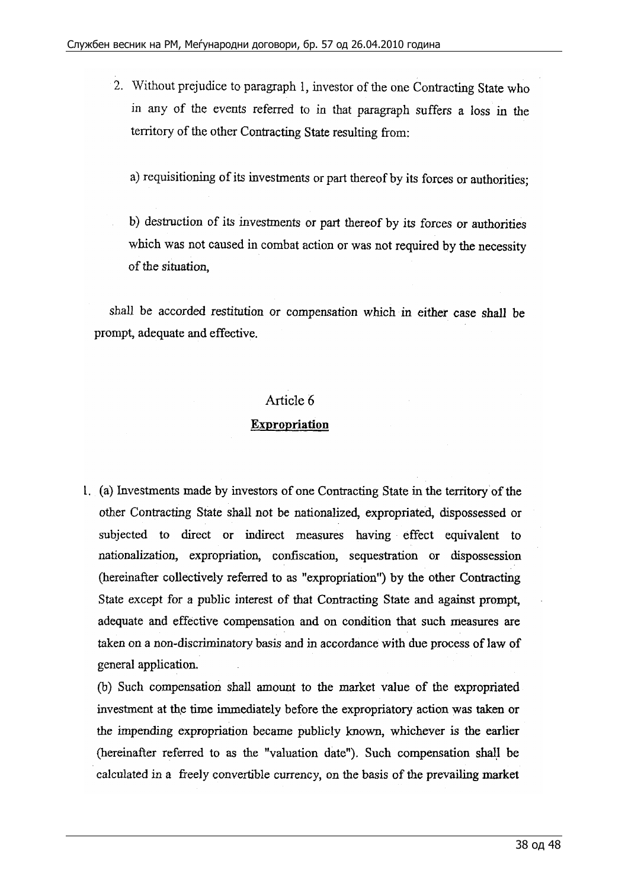2. Without prejudice to paragraph 1, investor of the one Contracting State who in any of the events referred to in that paragraph suffers a loss in the territory of the other Contracting State resulting from:

a) requisitioning of its investments or part thereof by its forces or authorities;

b) destruction of its investments or part thereof by its forces or authorities which was not caused in combat action or was not required by the necessity of the situation,

shall be accorded restitution or compensation which in either case shall be prompt, adequate and effective.

## Article 6

### **Expropriation**

1. (a) Investments made by investors of one Contracting State in the territory of the other Contracting State shall not be nationalized, expropriated, dispossessed or subjected to direct or indirect measures having effect equivalent to nationalization, expropriation, confiscation, sequestration or dispossession (hereinafter collectively referred to as "expropriation") by the other Contracting State except for a public interest of that Contracting State and against prompt, adequate and effective compensation and on condition that such measures are taken on a non-discriminatory basis and in accordance with due process of law of general application.

   (b) Such compensation shall amount to the market value of the expropriated investment at the time immediately before the expropriatory action was taken or the impending expropriation became publicly known, whichever is the earlier (hereinafter referred to as the "valuation date"). Such compensation shall be calculated in a freely convertible currency, on the basis of the prevailing market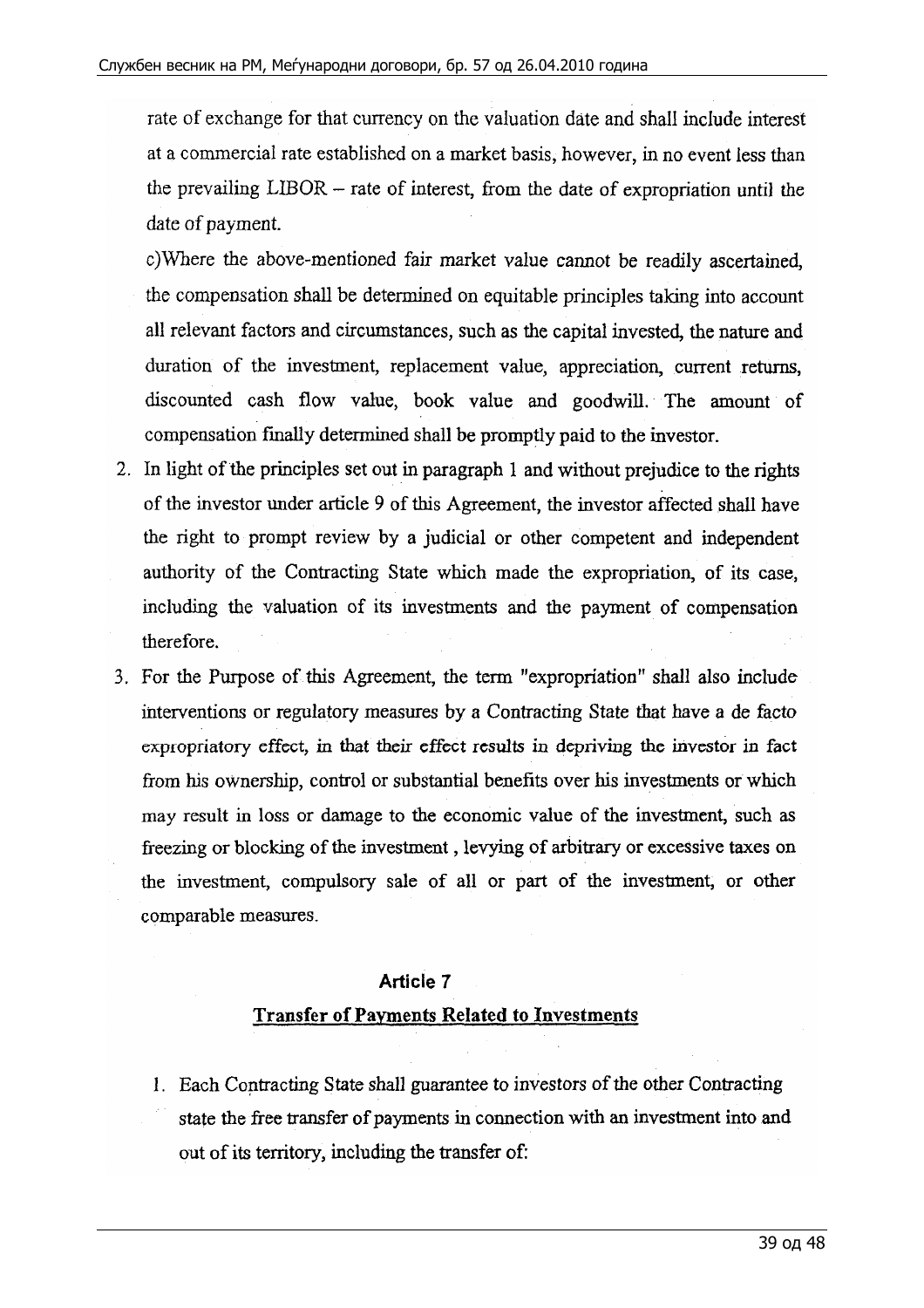rate of exchange for that currency on the valuation date and shall include interest at a commercial rate established on a market basis, however, in no event less than the prevailing LIBOR – rate of interest, from the date of expropriation until the date of payment.

c)Where the above-mentioned fair market value cannot be readily ascertained, the compensation shall be determined on equitable principles taking into account all relevant factors and circumstances, such as the capital invested, the nature and duration of the investment, replacement value, appreciation, current returns, discounted cash flow value, book value and goodwill. The amount of compensation finally determined shall be promptly paid to the investor.

2. In light of the principles set out in paragraph 1 and without prejudice to the rights of the investor under article 9 of this Agreement, the investor affected shall have the right to prompt review by a judicial or other competent and independent authority of the Contracting State which made the expropriation, of its case, including the valuation of its investments and the payment of compensation therefore.
3. For the Purpose of this Agreement, the term "expropriation" shall also include interventions or regulatory measures by a Contracting State that have a de facto expropriatory effect, in that their effect results in depriving the investor in fact from his ownership, control or substantial benefits over his investments or which may result in loss or damage to the economic value of the investment, such as freezing or blocking of the investment , levying of arbitrary or excessive taxes on the investment, compulsory sale of all or part of the investment, or other comparable measures.

## Article 7

## Transfer of Payments Related to Investments

1. Each Contracting State shall guarantee to investors of the other Contracting state the free transfer of payments in connection with an investment into and out of its territory, including the transfer of: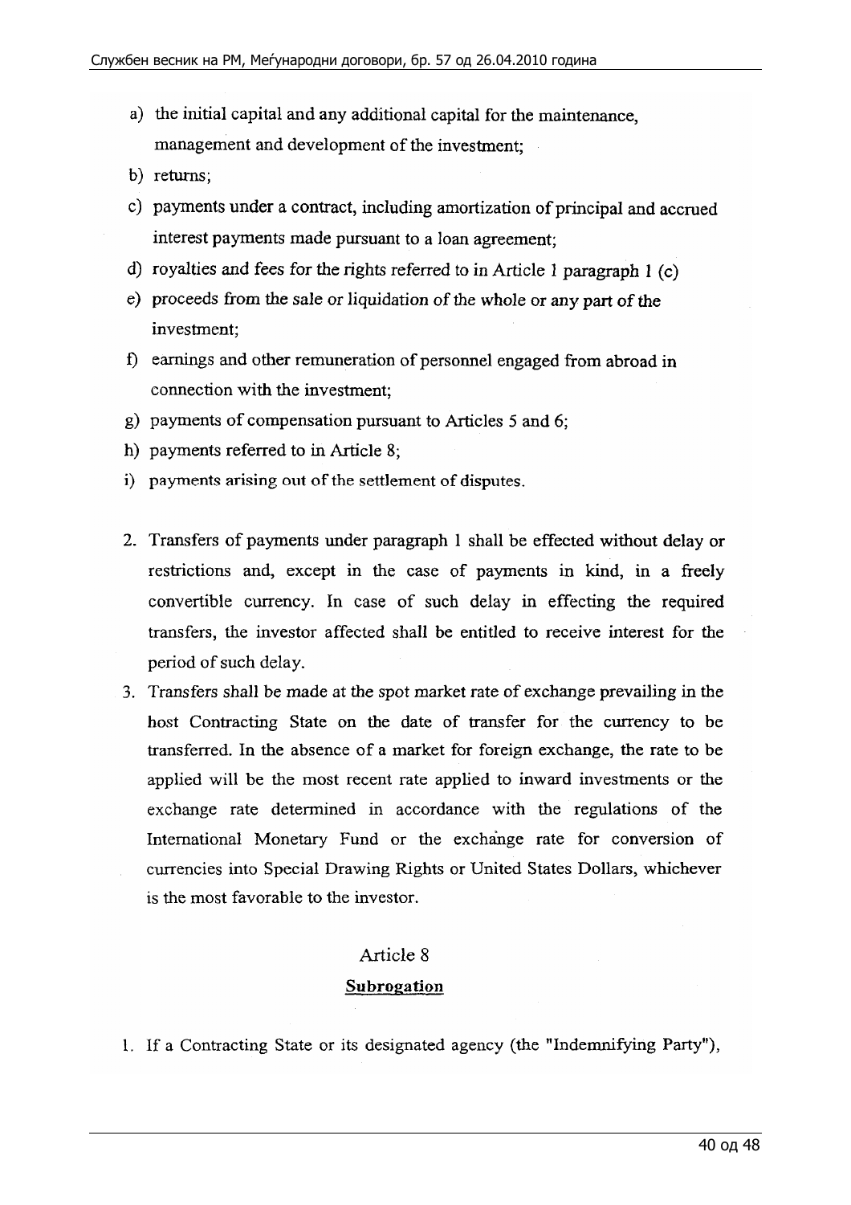a) the initial capital and any additional capital for the maintenance, management and development of the investment;

b) returns;

c) payments under a contract, including amortization of principal and accrued interest payments made pursuant to a loan agreement;

d) royalties and fees for the rights referred to in Article 1 paragraph 1 (c)

e) proceeds from the sale or liquidation of the whole or any part of the investment;

f) earnings and other remuneration of personnel engaged from abroad in connection with the investment;

g) payments of compensation pursuant to Articles 5 and 6;

h) payments referred to in Article 8;

i) payments arising out of the settlement of disputes.

2. Transfers of payments under paragraph 1 shall be effected without delay or restrictions and, except in the case of payments in kind, in a freely convertible currency. In case of such delay in effecting the required transfers, the investor affected shall be entitled to receive interest for the period of such delay.

3. Transfers shall be made at the spot market rate of exchange prevailing in the host Contracting State on the date of transfer for the currency to be transferred. In the absence of a market for foreign exchange, the rate to be applied will be the most recent rate applied to inward investments or the exchange rate determined in accordance with the regulations of the International Monetary Fund or the exchange rate for conversion of currencies into Special Drawing Rights or United States Dollars, whichever is the most favorable to the investor.

## Article 8

### Subrogation

1. If a Contracting State or its designated agency (the "Indemnifying Party"),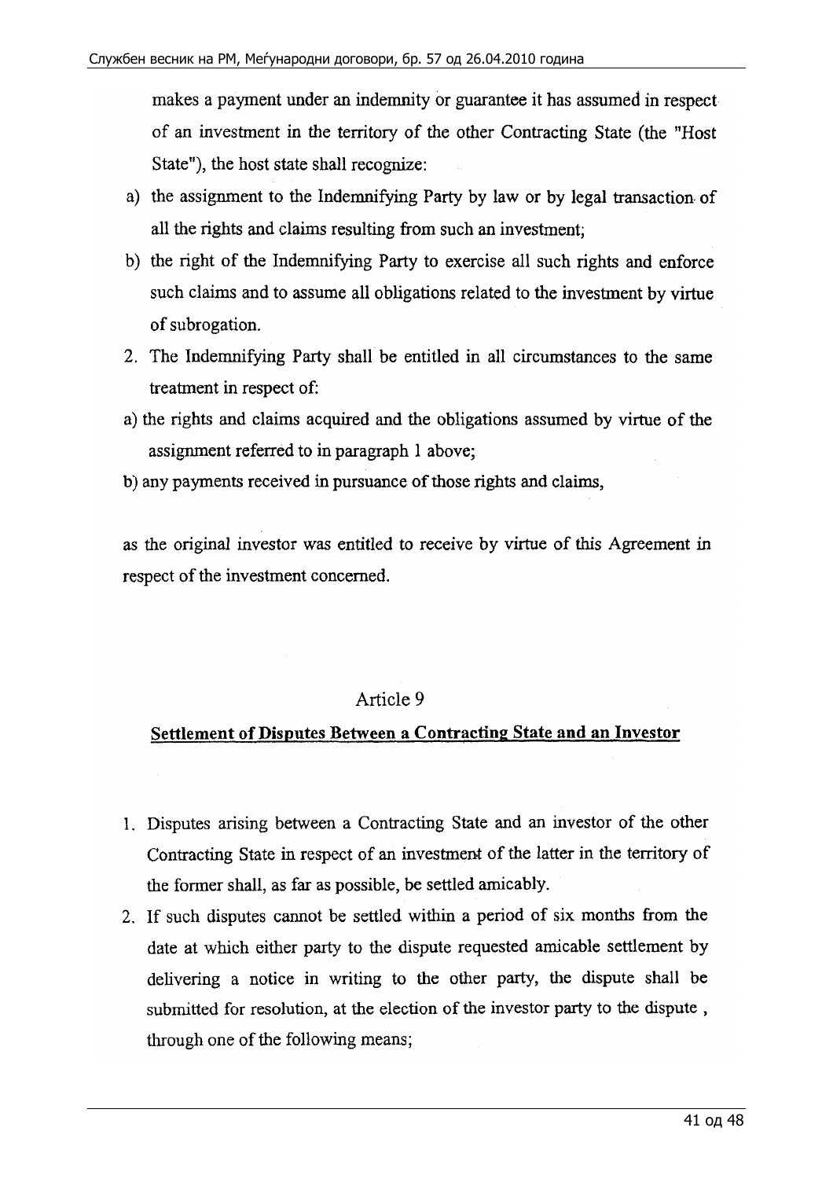makes a payment under an indemnity or guarantee it has assumed in respect of an investment in the territory of the other Contracting State (the "Host State"), the host state shall recognize:

a) the assignment to the Indemnifying Party by law or by legal transaction of all the rights and claims resulting from such an investment;

b) the right of the Indemnifying Party to exercise all such rights and enforce such claims and to assume all obligations related to the investment by virtue of subrogation.

2. The Indemnifying Party shall be entitled in all circumstances to the same treatment in respect of:

a) the rights and claims acquired and the obligations assumed by virtue of the assignment referred to in paragraph 1 above;

b) any payments received in pursuance of those rights and claims,

as the original investor was entitled to receive by virtue of this Agreement in respect of the investment concerned.

## Article 9

### Settlement of Disputes Between a Contracting State and an Investor

1. Disputes arising between a Contracting State and an investor of the other Contracting State in respect of an investment of the latter in the territory of the former shall, as far as possible, be settled amicably.

2. If such disputes cannot be settled within a period of six months from the date at which either party to the dispute requested amicable settlement by delivering a notice in writing to the other party, the dispute shall be submitted for resolution, at the election of the investor party to the dispute , through one of the following means;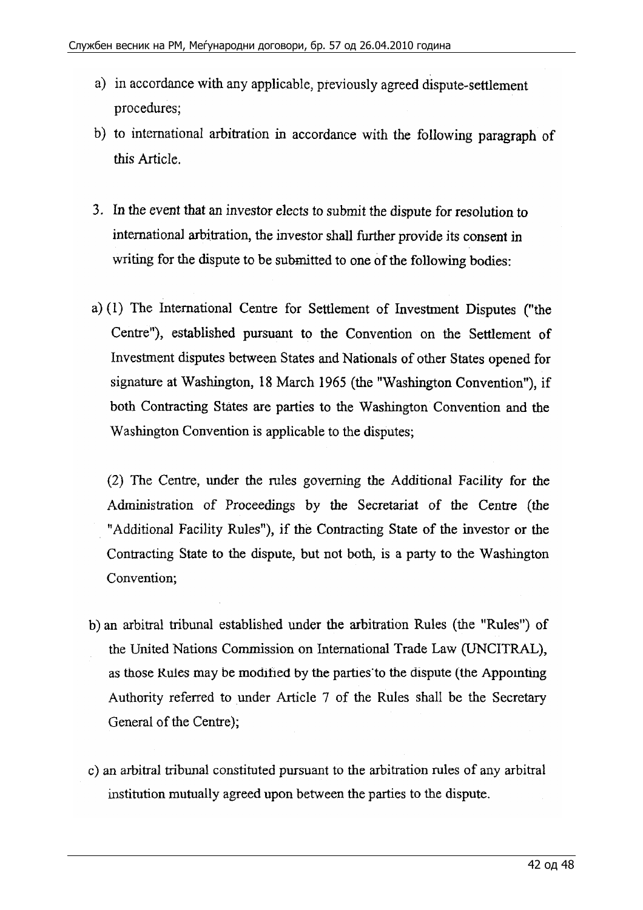a) in accordance with any applicable, previously agreed dispute-settlement procedures;

b) to international arbitration in accordance with the following paragraph of this Article.

3. In the event that an investor elects to submit the dispute for resolution to international arbitration, the investor shall further provide its consent in writing for the dispute to be submitted to one of the following bodies:

a) (1) The International Centre for Settlement of Investment Disputes ("the Centre"), established pursuant to the Convention on the Settlement of Investment disputes between States and Nationals of other States opened for signature at Washington, 18 March 1965 (the "Washington Convention"), if both Contracting States are parties to the Washington Convention and the Washington Convention is applicable to the disputes;

(2) The Centre, under the rules governing the Additional Facility for the Administration of Proceedings by the Secretariat of the Centre (the "Additional Facility Rules"), if the Contracting State of the investor or the Contracting State to the dispute, but not both, is a party to the Washington Convention;

b) an arbitral tribunal established under the arbitration Rules (the "Rules") of the United Nations Commission on International Trade Law (UNCITRAL), as those Rules may be modified by the parties to the dispute (the Appointing Authority referred to under Article 7 of the Rules shall be the Secretary General of the Centre);

c) an arbitral tribunal constituted pursuant to the arbitration rules of any arbitral institution mutually agreed upon between the parties to the dispute.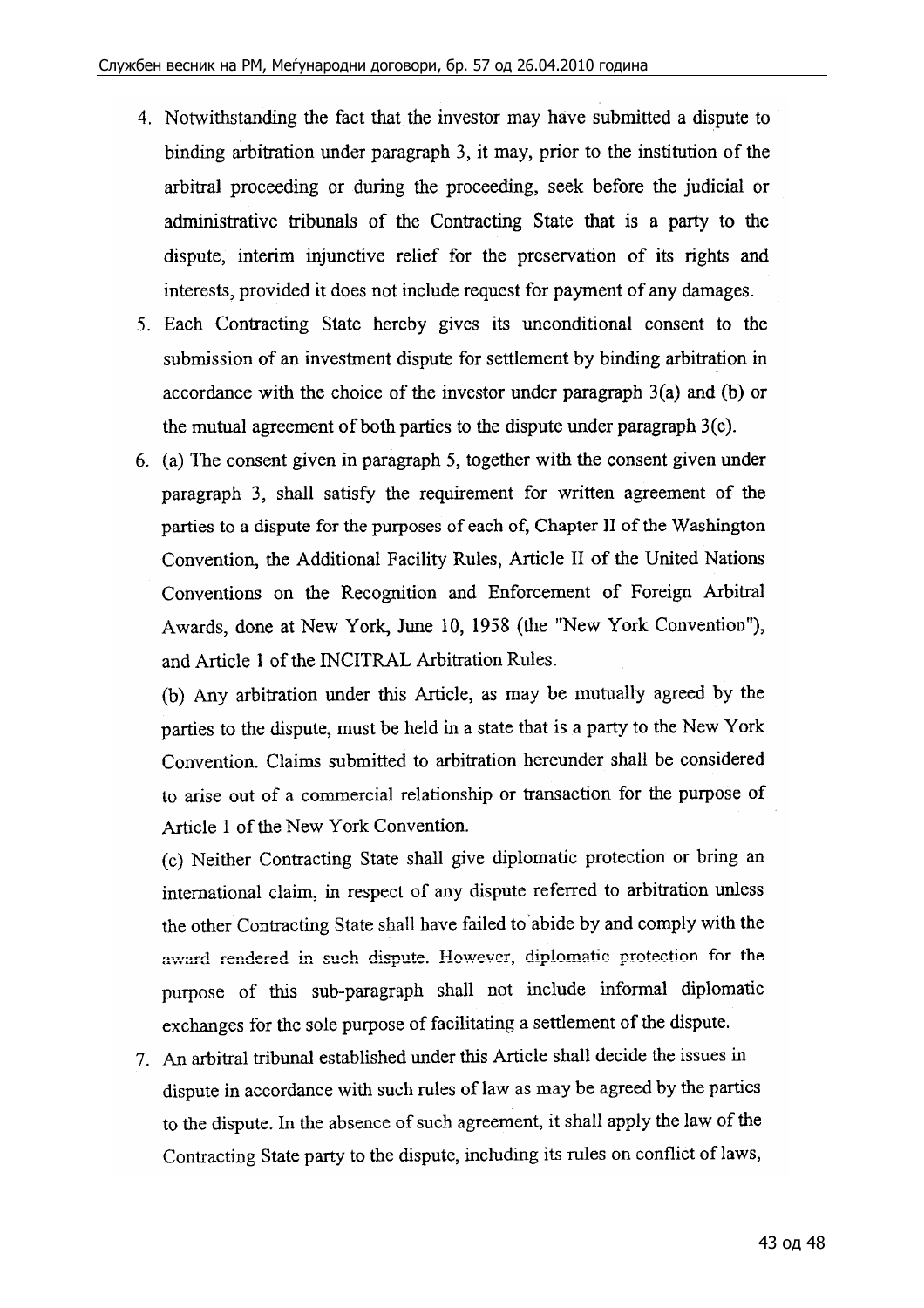4. Notwithstanding the fact that the investor may have submitted a dispute to binding arbitration under paragraph 3, it may, prior to the institution of the arbitral proceeding or during the proceeding, seek before the judicial or administrative tribunals of the Contracting State that is a party to the dispute, interim injunctive relief for the preservation of its rights and interests, provided it does not include request for payment of any damages.
5. Each Contracting State hereby gives its unconditional consent to the submission of an investment dispute for settlement by binding arbitration in accordance with the choice of the investor under paragraph 3(a) and (b) or the mutual agreement of both parties to the dispute under paragraph 3(c).
6. (a) The consent given in paragraph 5, together with the consent given under paragraph 3, shall satisfy the requirement for written agreement of the parties to a dispute for the purposes of each of, Chapter II of the Washington Convention, the Additional Facility Rules, Article II of the United Nations Conventions on the Recognition and Enforcement of Foreign Arbitral Awards, done at New York, June 10, 1958 (the "New York Convention"), and Article 1 of the INCITRAL Arbitration Rules.

   (b) Any arbitration under this Article, as may be mutually agreed by the parties to the dispute, must be held in a state that is a party to the New York Convention. Claims submitted to arbitration hereunder shall be considered to arise out of a commercial relationship or transaction for the purpose of Article 1 of the New York Convention.

   (c) Neither Contracting State shall give diplomatic protection or bring an international claim, in respect of any dispute referred to arbitration unless the other Contracting State shall have failed to abide by and comply with the award rendered in such dispute. However, diplomatic protection for the purpose of this sub-paragraph shall not include informal diplomatic exchanges for the sole purpose of facilitating a settlement of the dispute.
7. An arbitral tribunal established under this Article shall decide the issues in dispute in accordance with such rules of law as may be agreed by the parties to the dispute. In the absence of such agreement, it shall apply the law of the Contracting State party to the dispute, including its rules on conflict of laws,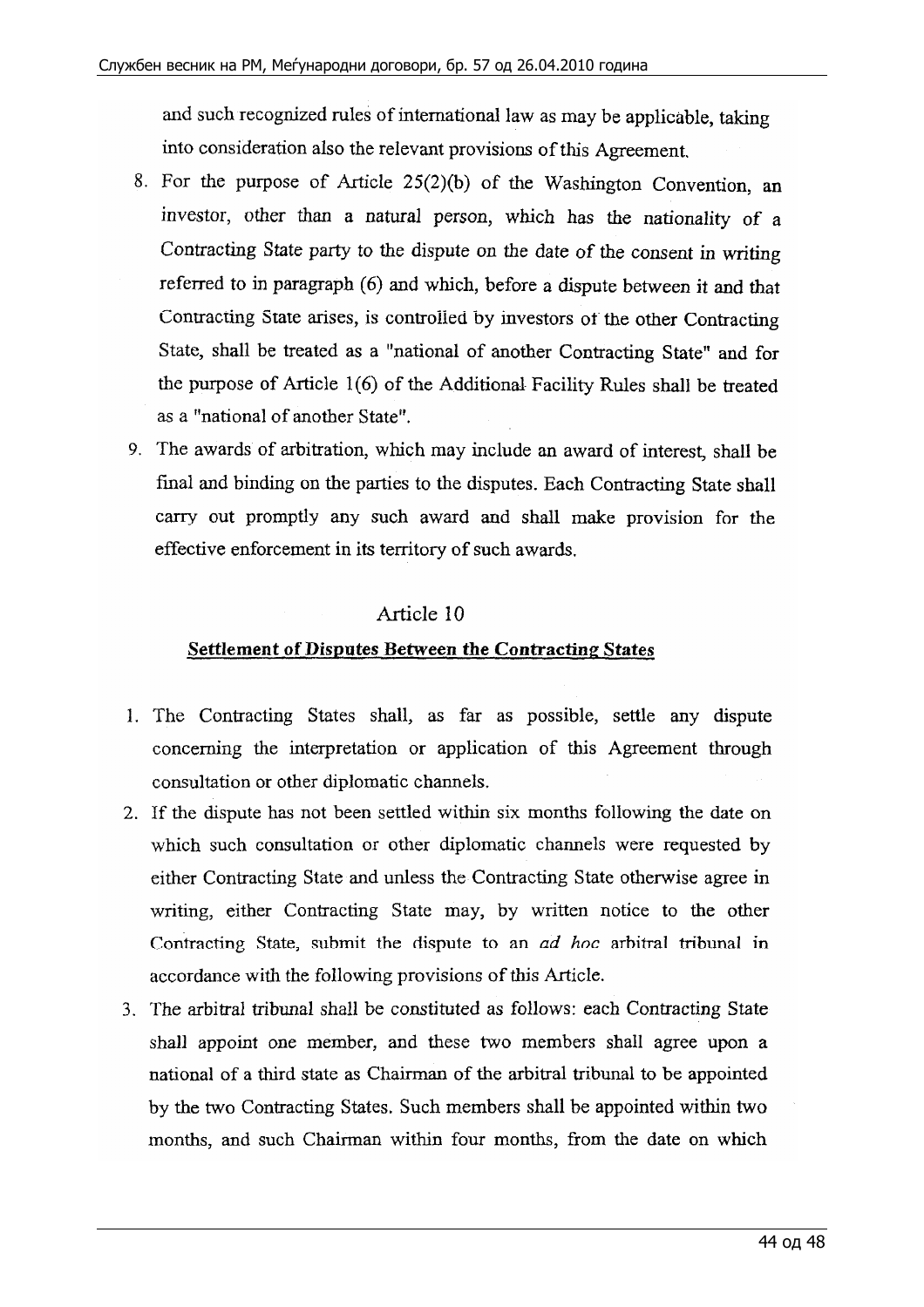and such recognized rules of international law as may be applicable, taking into consideration also the relevant provisions of this Agreement.

8. For the purpose of Article 25(2)(b) of the Washington Convention, an investor, other than a natural person, which has the nationality of a Contracting State party to the dispute on the date of the consent in writing referred to in paragraph (6) and which, before a dispute between it and that Contracting State arises, is controlled by investors of the other Contracting State, shall be treated as a "national of another Contracting State" and for the purpose of Article 1(6) of the Additional Facility Rules shall be treated as a "national of another State".
9. The awards of arbitration, which may include an award of interest, shall be final and binding on the parties to the disputes. Each Contracting State shall carry out promptly any such award and shall make provision for the effective enforcement in its territory of such awards.

## Article 10

### Settlement of Disputes Between the Contracting States

1. The Contracting States shall, as far as possible, settle any dispute concerning the interpretation or application of this Agreement through consultation or other diplomatic channels.
2. If the dispute has not been settled within six months following the date on which such consultation or other diplomatic channels were requested by either Contracting State and unless the Contracting State otherwise agree in writing, either Contracting State may, by written notice to the other Contracting State, submit the dispute to an *ad hoc* arbitral tribunal in accordance with the following provisions of this Article.
3. The arbitral tribunal shall be constituted as follows: each Contracting State shall appoint one member, and these two members shall agree upon a national of a third state as Chairman of the arbitral tribunal to be appointed by the two Contracting States. Such members shall be appointed within two months, and such Chairman within four months, from the date on which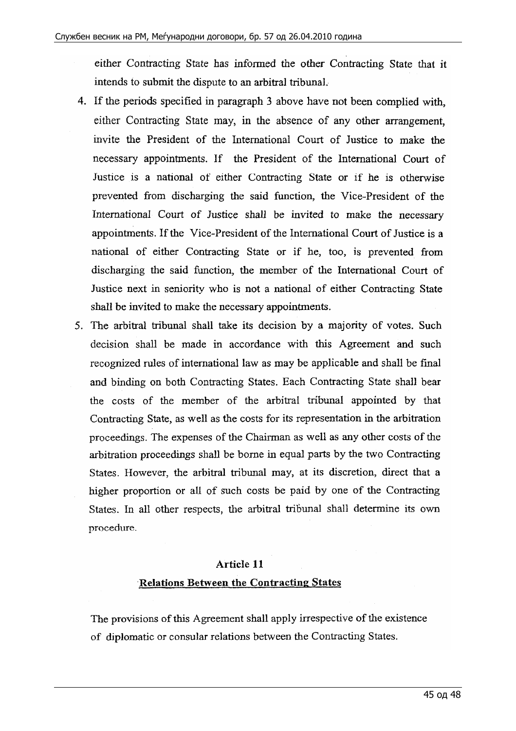either Contracting State has informed the other Contracting State that it intends to submit the dispute to an arbitral tribunal.

4. If the periods specified in paragraph 3 above have not been complied with, either Contracting State may, in the absence of any other arrangement, invite the President of the International Court of Justice to make the necessary appointments. If the President of the International Court of Justice is a national of either Contracting State or if he is otherwise prevented from discharging the said function, the Vice-President of the International Court of Justice shall be invited to make the necessary appointments. If the Vice-President of the International Court of Justice is a national of either Contracting State or if he, too, is prevented from discharging the said function, the member of the International Court of Justice next in seniority who is not a national of either Contracting State shall be invited to make the necessary appointments.
5. The arbitral tribunal shall take its decision by a majority of votes. Such decision shall be made in accordance with this Agreement and such recognized rules of international law as may be applicable and shall be final and binding on both Contracting States. Each Contracting State shall bear the costs of the member of the arbitral tribunal appointed by that Contracting State, as well as the costs for its representation in the arbitration proceedings. The expenses of the Chairman as well as any other costs of the arbitration proceedings shall be borne in equal parts by the two Contracting States. However, the arbitral tribunal may, at its discretion, direct that a higher proportion or all of such costs be paid by one of the Contracting States. In all other respects, the arbitral tribunal shall determine its own procedure.

## Article 11

### Relations Between the Contracting States

The provisions of this Agreement shall apply irrespective of the existence of diplomatic or consular relations between the Contracting States.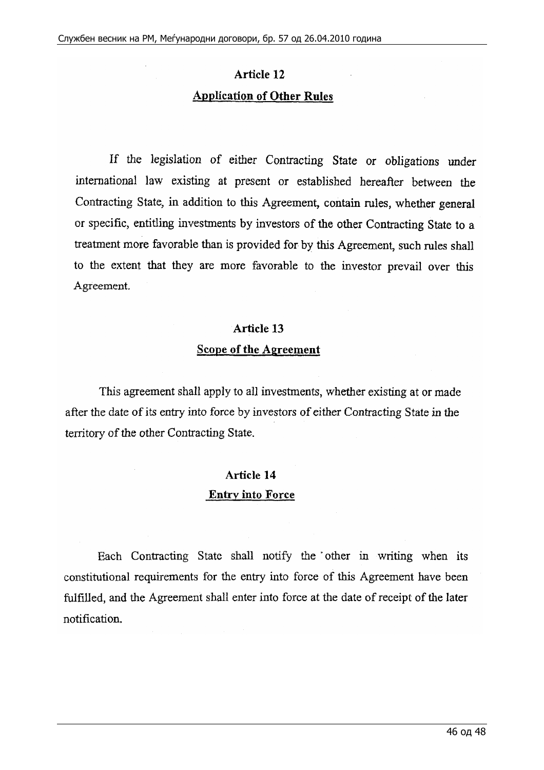## Article 12

## Application of Other Rules

If the legislation of either Contracting State or obligations under international law existing at present or established hereafter between the Contracting State, in addition to this Agreement, contain rules, whether general or specific, entitling investments by investors of the other Contracting State to a treatment more favorable than is provided for by this Agreement, such rules shall to the extent that they are more favorable to the investor prevail over this Agreement.

## Article 13

## Scope of the Agreement

This agreement shall apply to all investments, whether existing at or made after the date of its entry into force by investors of either Contracting State in the territory of the other Contracting State.

## Article 14

## Entry into Force

Each Contracting State shall notify the other in writing when its constitutional requirements for the entry into force of this Agreement have been fulfilled, and the Agreement shall enter into force at the date of receipt of the later notification.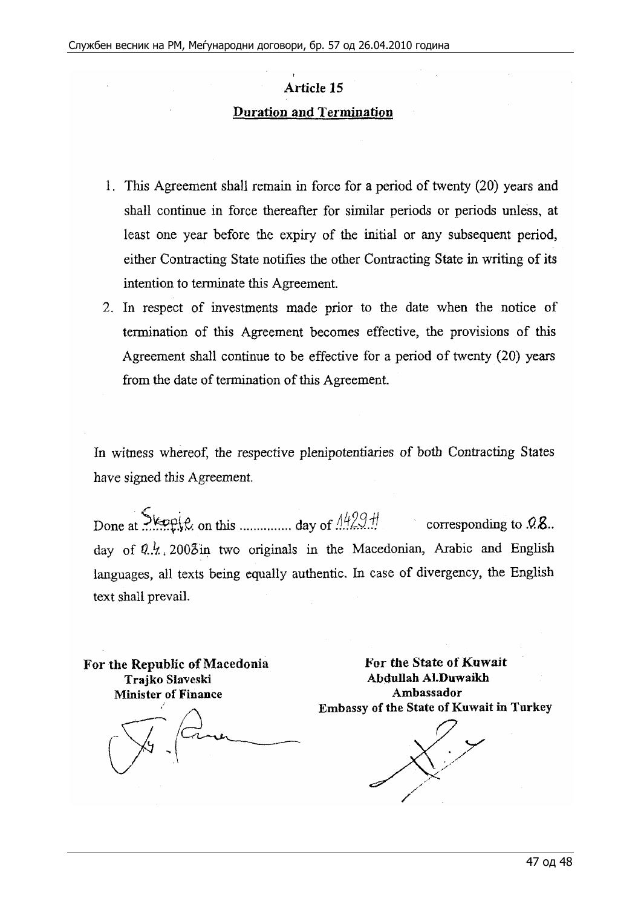## Article 15
### Duration and Termination

1. This Agreement shall remain in force for a period of twenty (20) years and shall continue in force thereafter for similar periods or periods unless, at least one year before the expiry of the initial or any subsequent period, either Contracting State notifies the other Contracting State in writing of its intention to terminate this Agreement.
2. In respect of investments made prior to the date when the notice of termination of this Agreement becomes effective, the provisions of this Agreement shall continue to be effective for a period of twenty (20) years from the date of termination of this Agreement.

In witness whereof, the respective plenipotentiaries of both Contracting States have signed this Agreement.

Done at Skopje on this .............. day of 1429 H corresponding to 08.. day of 04. 2008 in two originals in the Macedonian, Arabic and English languages, all texts being equally authentic. In case of divergency, the English text shall prevail.

| For the Republic of Macedonia | For the State of Kuwait |
| --- | --- |
| Trajko Slaveski | Abdullah Al.Duwaikh |
| Minister of Finance | Ambassador |
| | Embassy of the State of Kuwait in Turkey |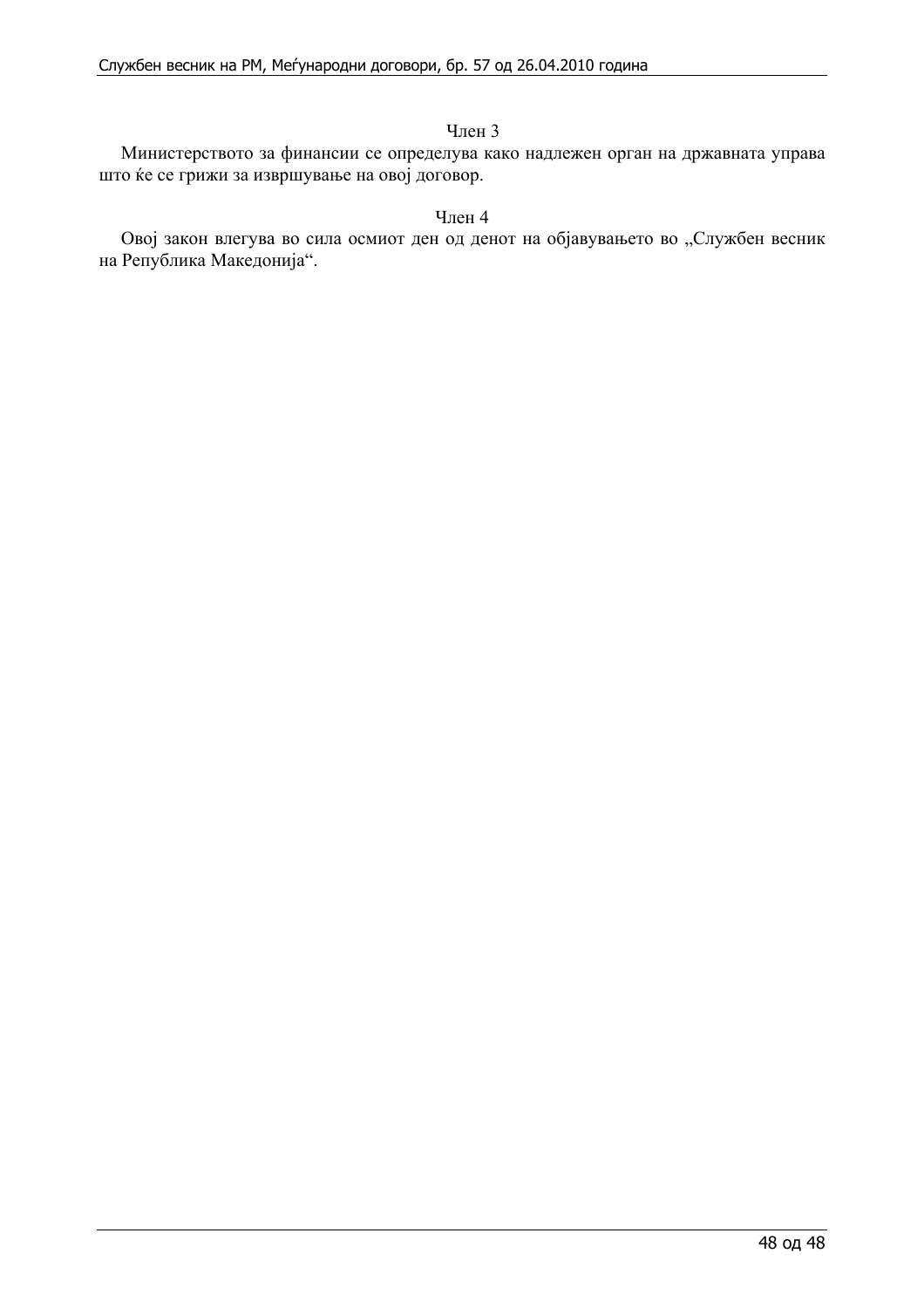Член 3

Министерството за финансии се определува како надлежен орган на државната управа што ќе се грижи за извршување на овој договор.

Член 4

Овој закон влегува во сила осмиот ден од денот на објавувањето во „Службен весник на Република Македонија“.